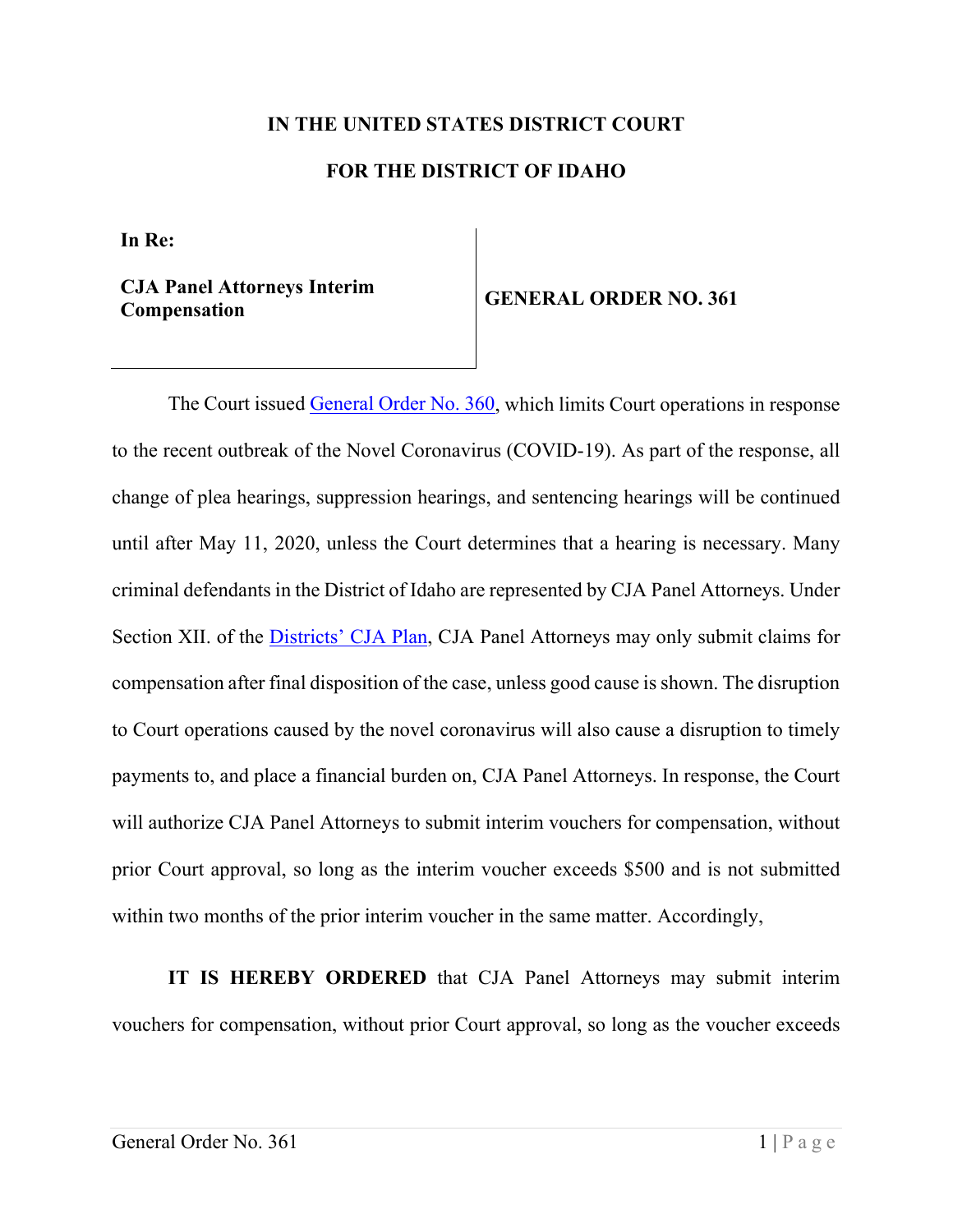**IN THE UNITED STATES DISTRICT COURT**

**FOR THE DISTRICT OF IDAHO**

| **In Re:**<br><br>**CJA Panel Attorneys Interim Compensation** | **GENERAL ORDER NO. 361** |
|---|---|

The Court issued General Order No. 360, which limits Court operations in response to the recent outbreak of the Novel Coronavirus (COVID-19). As part of the response, all change of plea hearings, suppression hearings, and sentencing hearings will be continued until after May 11, 2020, unless the Court determines that a hearing is necessary. Many criminal defendants in the District of Idaho are represented by CJA Panel Attorneys. Under Section XII. of the Districts' CJA Plan, CJA Panel Attorneys may only submit claims for compensation after final disposition of the case, unless good cause is shown. The disruption to Court operations caused by the novel coronavirus will also cause a disruption to timely payments to, and place a financial burden on, CJA Panel Attorneys. In response, the Court will authorize CJA Panel Attorneys to submit interim vouchers for compensation, without prior Court approval, so long as the interim voucher exceeds $500 and is not submitted within two months of the prior interim voucher in the same matter. Accordingly,

**IT IS HEREBY ORDERED** that CJA Panel Attorneys may submit interim vouchers for compensation, without prior Court approval, so long as the voucher exceeds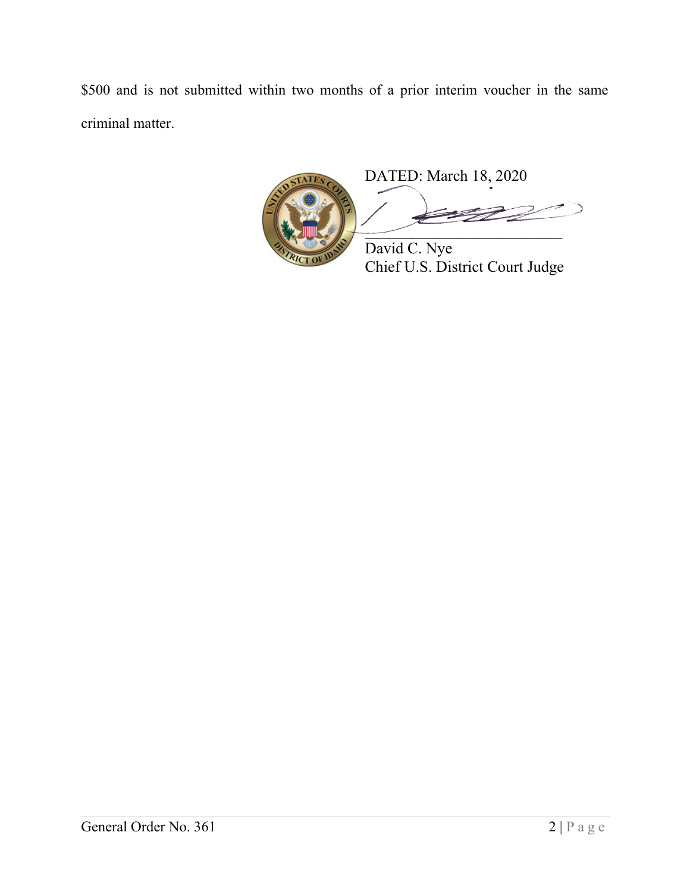$500 and is not submitted within two months of a prior interim voucher in the same criminal matter.

DATED: March 18, 2020

______________________________
David C. Nye
Chief U.S. District Court Judge